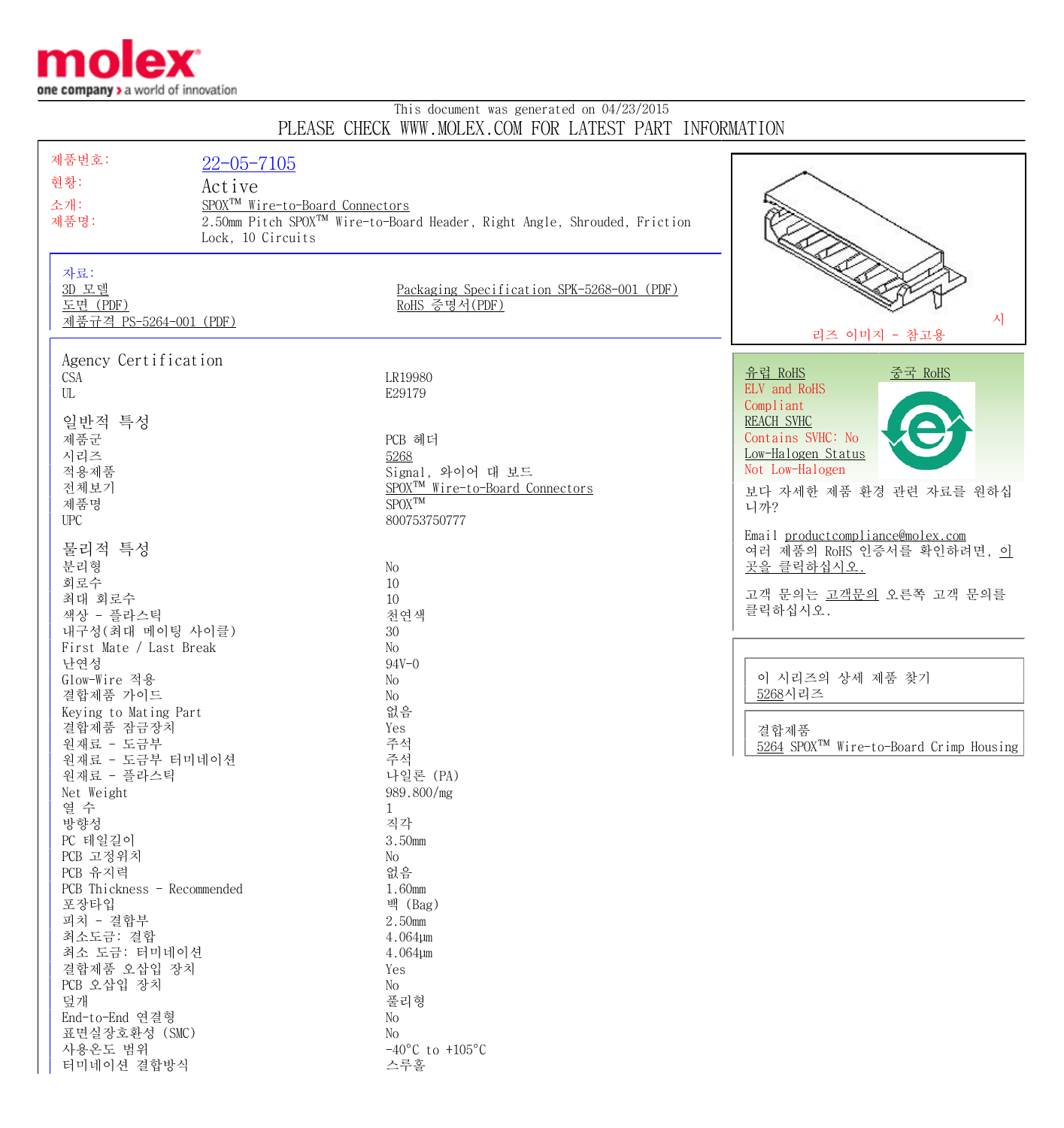molex

one company > a world of innovation

This document was generated on 04/23/2015

PLEASE CHECK WWW.MOLEX.COM FOR LATEST PART INFORMATION

| | |
|---|---|
| 제품번호: | 22-05-7105 |
| 현황: | Active |
| 소개: | SPOX™ Wire-to-Board Connectors |
| 제품명: | 2.50mm Pitch SPOX™ Wire-to-Board Header, Right Angle, Shrouded, Friction Lock, 10 Circuits |

**자료:**

- 3D 모델
- 도면 (PDF)
- 제품규격 PS-5264-001 (PDF)
- Packaging Specification SPK-5268-001 (PDF)
- RoHS 증명서(PDF)

시리즈 이미지 - 참고용

## Agency Certification

| | |
|---|---|
| CSA | LR19980 |
| UL | E29179 |

## 일반적 특성

| | |
|---|---|
| 제품군 | PCB 헤더 |
| 시리즈 | 5268 |
| 적용제품 | Signal, 와이어 대 보드 |
| 전체보기 | SPOX™ Wire-to-Board Connectors |
| 제품명 | SPOX™ |
| UPC | 800753750777 |

## 물리적 특성

| | |
|---|---|
| 분리형 | No |
| 회로수 | 10 |
| 최대 회로수 | 10 |
| 색상 - 플라스틱 | 천연색 |
| 내구성(최대 메이팅 사이클) | 30 |
| First Mate / Last Break | No |
| 난연성 | 94V-0 |
| Glow-Wire 적용 | No |
| 결합제품 가이드 | No |
| Keying to Mating Part | 없음 |
| 결합제품 잠금장치 | Yes |
| 원재료 - 도금부 | 주석 |
| 원재료 - 도금부 터미네이션 | 주석 |
| 원재료 - 플라스틱 | 나일론 (PA) |
| Net Weight | 989.800/mg |
| 열 수 | 1 |
| 방향성 | 직각 |
| PC 테일길이 | 3.50mm |
| PCB 고정위치 | No |
| PCB 유지력 | 없음 |
| PCB Thickness - Recommended | 1.60mm |
| 포장타입 | 백 (Bag) |
| 피치 - 결합부 | 2.50mm |
| 최소도금: 결합 | 4.064µm |
| 최소 도금: 터미네이션 | 4.064µm |
| 결합제품 오삽입 장치 | Yes |
| PCB 오삽입 장치 | No |
| 덮개 | 풀리형 |
| End-to-End 연결형 | No |
| 표면실장호환성 (SMC) | No |
| 사용온도 범위 | -40°C to +105°C |
| 터미네이션 결합방식 | 스루홀 |

유럽 RoHS — ELV and RoHS Compliant

중국 RoHS

REACH SVHC — Contains SVHC: No

Low-Halogen Status — Not Low-Halogen

보다 자세한 제품 환경 관련 자료를 원하십니까?

Email productcompliance@molex.com

여러 제품의 RoHS 인증서를 확인하려면, 이곳을 클릭하십시오.

고객 문의는 고객문의 오른쪽 고객 문의를 클릭하십시오.

이 시리즈의 상세 제품 찾기
5268시리즈

결합제품
5264 SPOX™ Wire-to-Board Crimp Housing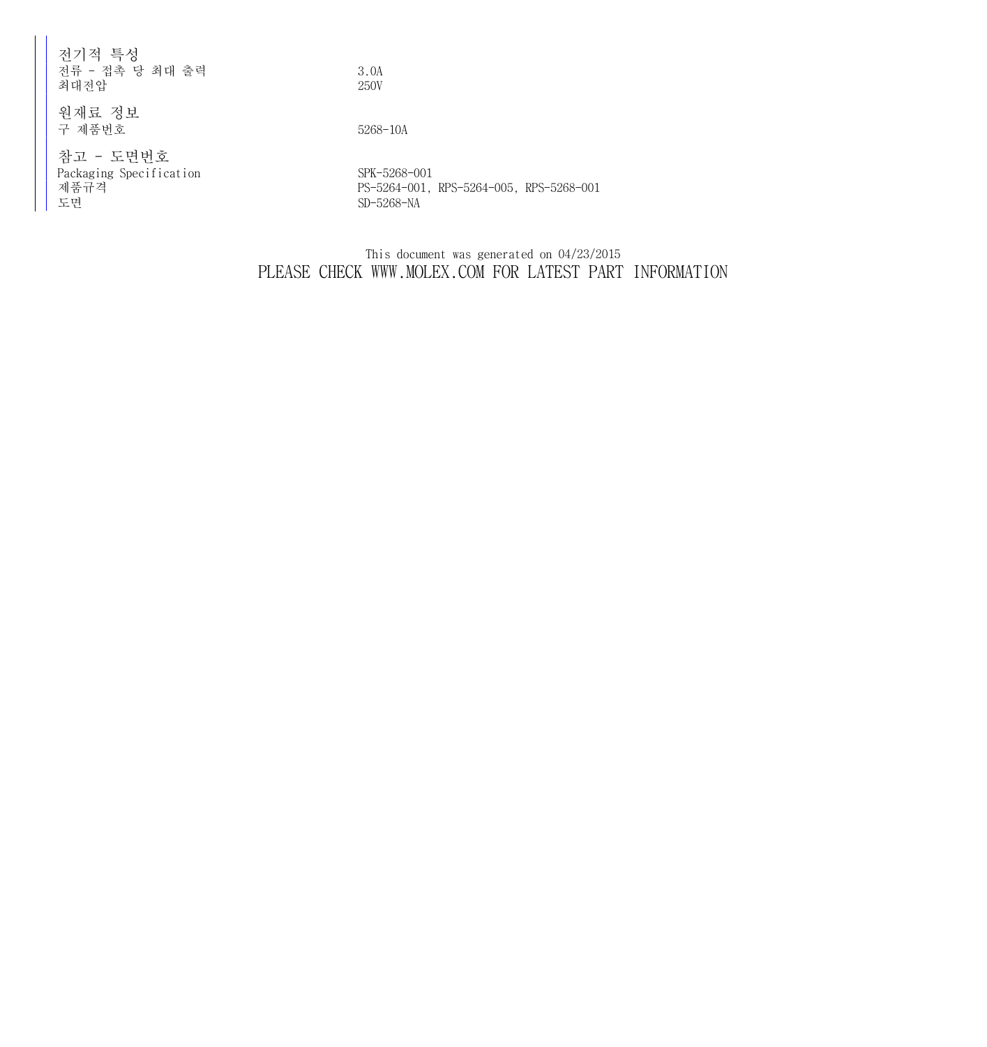### 전기적 특성

| | |
|---|---|
| 전류 - 접촉 당 최대 출력 | 3.0A |
| 최대전압 | 250V |

### 원재료 정보

| | |
|---|---|
| 구 제품번호 | 5268-10A |

### 참고 - 도면번호

| | |
|---|---|
| Packaging Specification | SPK-5268-001 |
| 제품규격 | PS-5264-001, RPS-5264-005, RPS-5268-001 |
| 도면 | SD-5268-NA |

This document was generated on 04/23/2015

PLEASE CHECK WWW.MOLEX.COM FOR LATEST PART INFORMATION